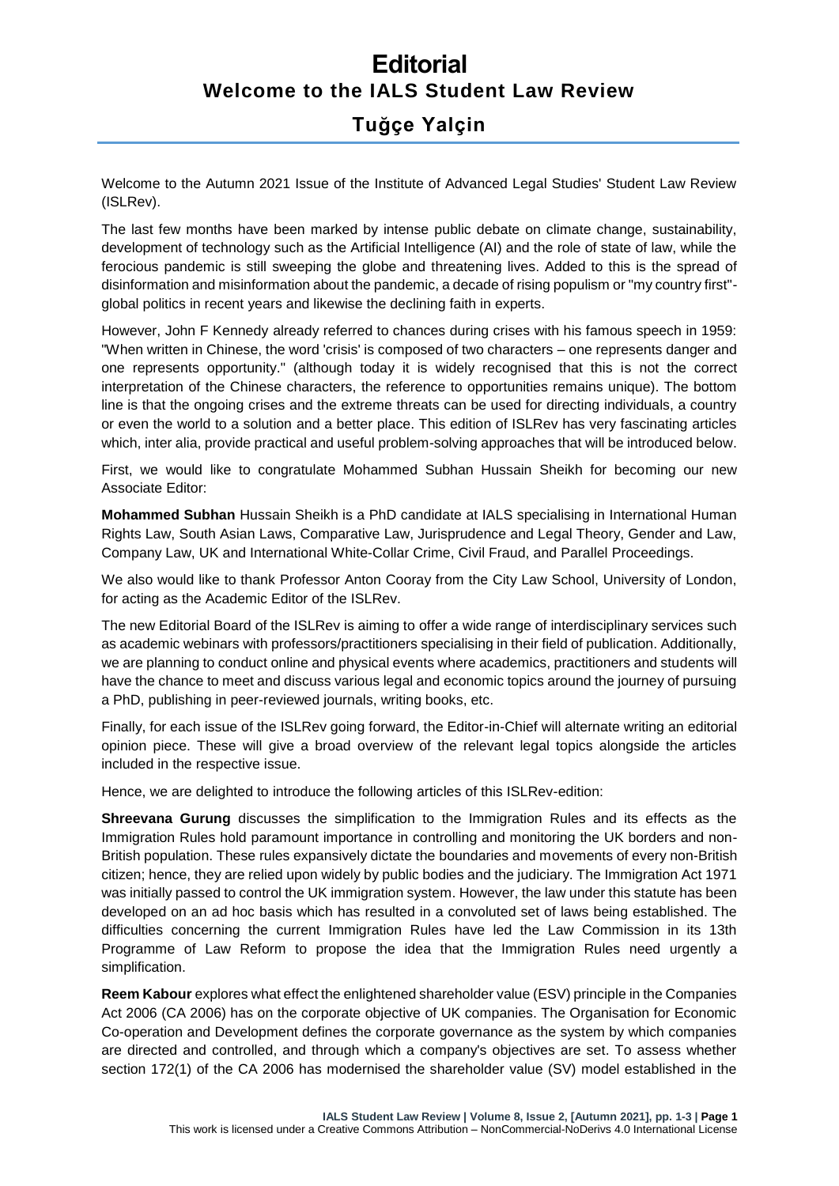# Editorial

## Welcome to the IALS Student Law Review

### Tuğçe Yalçin

Welcome to the Autumn 2021 Issue of the Institute of Advanced Legal Studies' Student Law Review (ISLRev).

The last few months have been marked by intense public debate on climate change, sustainability, development of technology such as the Artificial Intelligence (AI) and the role of state of law, while the ferocious pandemic is still sweeping the globe and threatening lives. Added to this is the spread of disinformation and misinformation about the pandemic, a decade of rising populism or "my country first"-global politics in recent years and likewise the declining faith in experts.

However, John F Kennedy already referred to chances during crises with his famous speech in 1959: "When written in Chinese, the word 'crisis' is composed of two characters – one represents danger and one represents opportunity." (although today it is widely recognised that this is not the correct interpretation of the Chinese characters, the reference to opportunities remains unique). The bottom line is that the ongoing crises and the extreme threats can be used for directing individuals, a country or even the world to a solution and a better place. This edition of ISLRev has very fascinating articles which, inter alia, provide practical and useful problem-solving approaches that will be introduced below.

First, we would like to congratulate Mohammed Subhan Hussain Sheikh for becoming our new Associate Editor:

**Mohammed Subhan** Hussain Sheikh is a PhD candidate at IALS specialising in International Human Rights Law, South Asian Laws, Comparative Law, Jurisprudence and Legal Theory, Gender and Law, Company Law, UK and International White-Collar Crime, Civil Fraud, and Parallel Proceedings.

We also would like to thank Professor Anton Cooray from the City Law School, University of London, for acting as the Academic Editor of the ISLRev.

The new Editorial Board of the ISLRev is aiming to offer a wide range of interdisciplinary services such as academic webinars with professors/practitioners specialising in their field of publication. Additionally, we are planning to conduct online and physical events where academics, practitioners and students will have the chance to meet and discuss various legal and economic topics around the journey of pursuing a PhD, publishing in peer-reviewed journals, writing books, etc.

Finally, for each issue of the ISLRev going forward, the Editor-in-Chief will alternate writing an editorial opinion piece. These will give a broad overview of the relevant legal topics alongside the articles included in the respective issue.

Hence, we are delighted to introduce the following articles of this ISLRev-edition:

**Shreevana Gurung** discusses the simplification to the Immigration Rules and its effects as the Immigration Rules hold paramount importance in controlling and monitoring the UK borders and non-British population. These rules expansively dictate the boundaries and movements of every non-British citizen; hence, they are relied upon widely by public bodies and the judiciary. The Immigration Act 1971 was initially passed to control the UK immigration system. However, the law under this statute has been developed on an ad hoc basis which has resulted in a convoluted set of laws being established. The difficulties concerning the current Immigration Rules have led the Law Commission in its 13th Programme of Law Reform to propose the idea that the Immigration Rules need urgently a simplification.

**Reem Kabour** explores what effect the enlightened shareholder value (ESV) principle in the Companies Act 2006 (CA 2006) has on the corporate objective of UK companies. The Organisation for Economic Co-operation and Development defines the corporate governance as the system by which companies are directed and controlled, and through which a company's objectives are set. To assess whether section 172(1) of the CA 2006 has modernised the shareholder value (SV) model established in the

This work is licensed under a Creative Commons Attribution – NonCommercial-NoDerivs 4.0 International License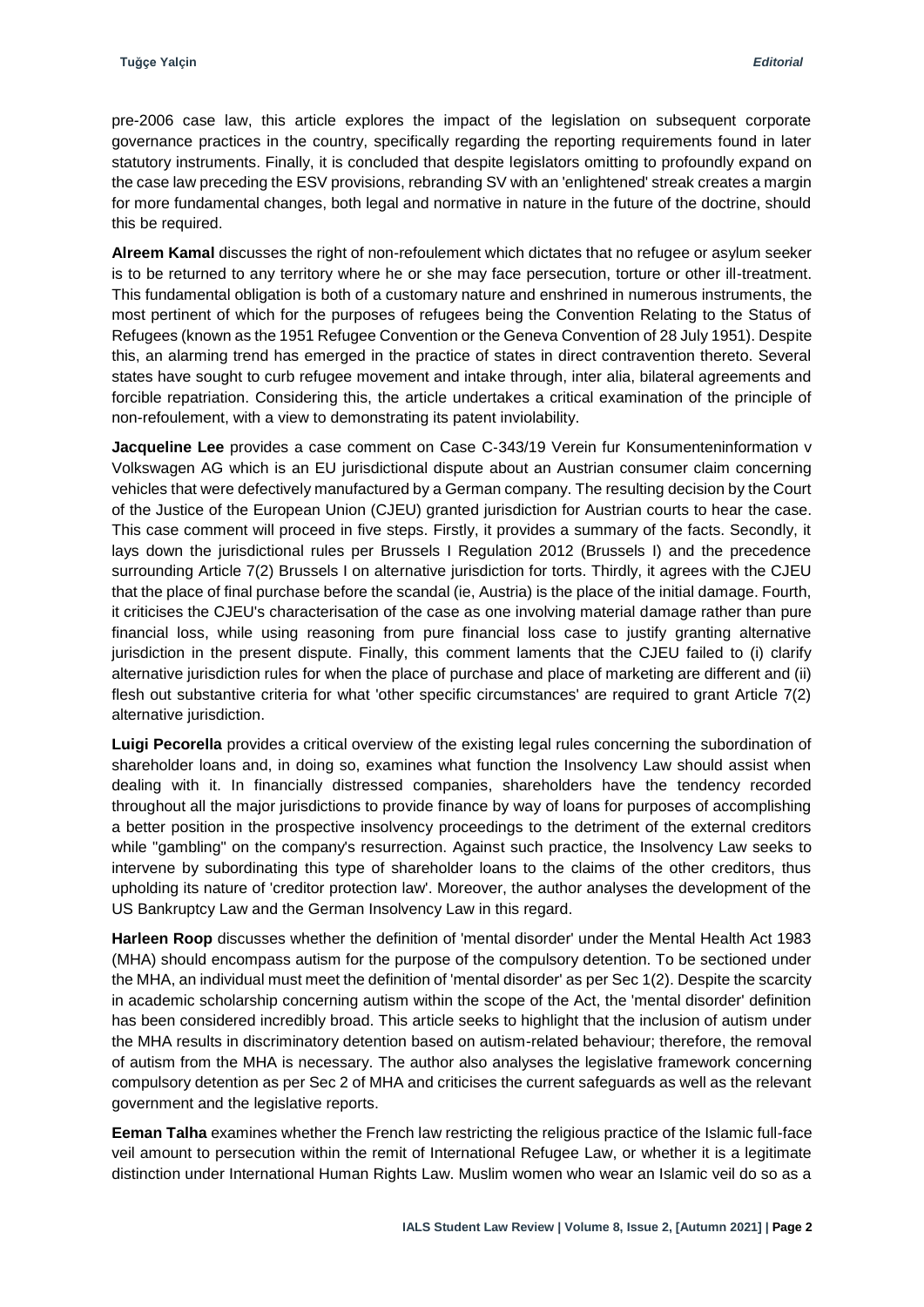pre-2006 case law, this article explores the impact of the legislation on subsequent corporate governance practices in the country, specifically regarding the reporting requirements found in later statutory instruments. Finally, it is concluded that despite legislators omitting to profoundly expand on the case law preceding the ESV provisions, rebranding SV with an 'enlightened' streak creates a margin for more fundamental changes, both legal and normative in nature in the future of the doctrine, should this be required.

**Alreem Kamal** discusses the right of non-refoulement which dictates that no refugee or asylum seeker is to be returned to any territory where he or she may face persecution, torture or other ill-treatment. This fundamental obligation is both of a customary nature and enshrined in numerous instruments, the most pertinent of which for the purposes of refugees being the Convention Relating to the Status of Refugees (known as the 1951 Refugee Convention or the Geneva Convention of 28 July 1951). Despite this, an alarming trend has emerged in the practice of states in direct contravention thereto. Several states have sought to curb refugee movement and intake through, inter alia, bilateral agreements and forcible repatriation. Considering this, the article undertakes a critical examination of the principle of non-refoulement, with a view to demonstrating its patent inviolability.

**Jacqueline Lee** provides a case comment on Case C-343/19 Verein fur Konsumenteninformation v Volkswagen AG which is an EU jurisdictional dispute about an Austrian consumer claim concerning vehicles that were defectively manufactured by a German company. The resulting decision by the Court of the Justice of the European Union (CJEU) granted jurisdiction for Austrian courts to hear the case. This case comment will proceed in five steps. Firstly, it provides a summary of the facts. Secondly, it lays down the jurisdictional rules per Brussels I Regulation 2012 (Brussels I) and the precedence surrounding Article 7(2) Brussels I on alternative jurisdiction for torts. Thirdly, it agrees with the CJEU that the place of final purchase before the scandal (ie, Austria) is the place of the initial damage. Fourth, it criticises the CJEU's characterisation of the case as one involving material damage rather than pure financial loss, while using reasoning from pure financial loss case to justify granting alternative jurisdiction in the present dispute. Finally, this comment laments that the CJEU failed to (i) clarify alternative jurisdiction rules for when the place of purchase and place of marketing are different and (ii) flesh out substantive criteria for what 'other specific circumstances' are required to grant Article 7(2) alternative jurisdiction.

**Luigi Pecorella** provides a critical overview of the existing legal rules concerning the subordination of shareholder loans and, in doing so, examines what function the Insolvency Law should assist when dealing with it. In financially distressed companies, shareholders have the tendency recorded throughout all the major jurisdictions to provide finance by way of loans for purposes of accomplishing a better position in the prospective insolvency proceedings to the detriment of the external creditors while "gambling" on the company's resurrection. Against such practice, the Insolvency Law seeks to intervene by subordinating this type of shareholder loans to the claims of the other creditors, thus upholding its nature of 'creditor protection law'. Moreover, the author analyses the development of the US Bankruptcy Law and the German Insolvency Law in this regard.

**Harleen Roop** discusses whether the definition of 'mental disorder' under the Mental Health Act 1983 (MHA) should encompass autism for the purpose of the compulsory detention. To be sectioned under the MHA, an individual must meet the definition of 'mental disorder' as per Sec 1(2). Despite the scarcity in academic scholarship concerning autism within the scope of the Act, the 'mental disorder' definition has been considered incredibly broad. This article seeks to highlight that the inclusion of autism under the MHA results in discriminatory detention based on autism-related behaviour; therefore, the removal of autism from the MHA is necessary. The author also analyses the legislative framework concerning compulsory detention as per Sec 2 of MHA and criticises the current safeguards as well as the relevant government and the legislative reports.

**Eeman Talha** examines whether the French law restricting the religious practice of the Islamic full-face veil amount to persecution within the remit of International Refugee Law, or whether it is a legitimate distinction under International Human Rights Law. Muslim women who wear an Islamic veil do so as a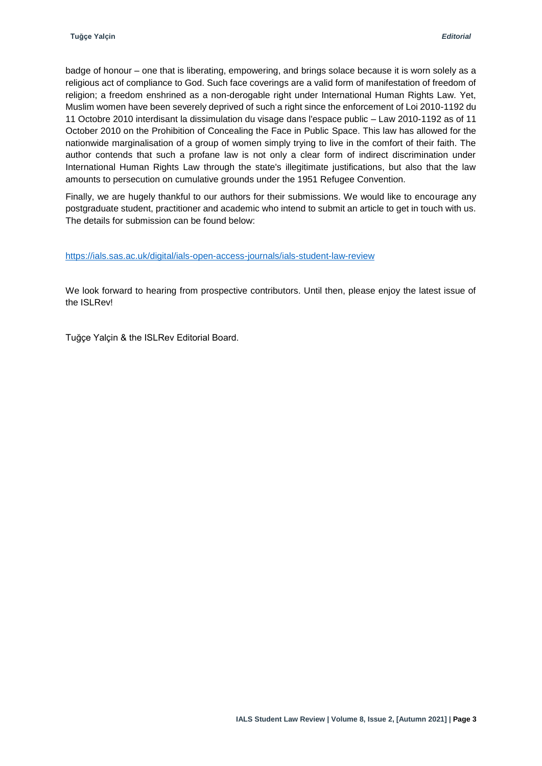badge of honour – one that is liberating, empowering, and brings solace because it is worn solely as a religious act of compliance to God. Such face coverings are a valid form of manifestation of freedom of religion; a freedom enshrined as a non-derogable right under International Human Rights Law. Yet, Muslim women have been severely deprived of such a right since the enforcement of Loi 2010-1192 du 11 Octobre 2010 interdisant la dissimulation du visage dans l'espace public – Law 2010-1192 as of 11 October 2010 on the Prohibition of Concealing the Face in Public Space. This law has allowed for the nationwide marginalisation of a group of women simply trying to live in the comfort of their faith. The author contends that such a profane law is not only a clear form of indirect discrimination under International Human Rights Law through the state's illegitimate justifications, but also that the law amounts to persecution on cumulative grounds under the 1951 Refugee Convention.

Finally, we are hugely thankful to our authors for their submissions. We would like to encourage any postgraduate student, practitioner and academic who intend to submit an article to get in touch with us. The details for submission can be found below:

https://ials.sas.ac.uk/digital/ials-open-access-journals/ials-student-law-review

We look forward to hearing from prospective contributors. Until then, please enjoy the latest issue of the ISLRev!

Tuğçe Yalçin & the ISLRev Editorial Board.